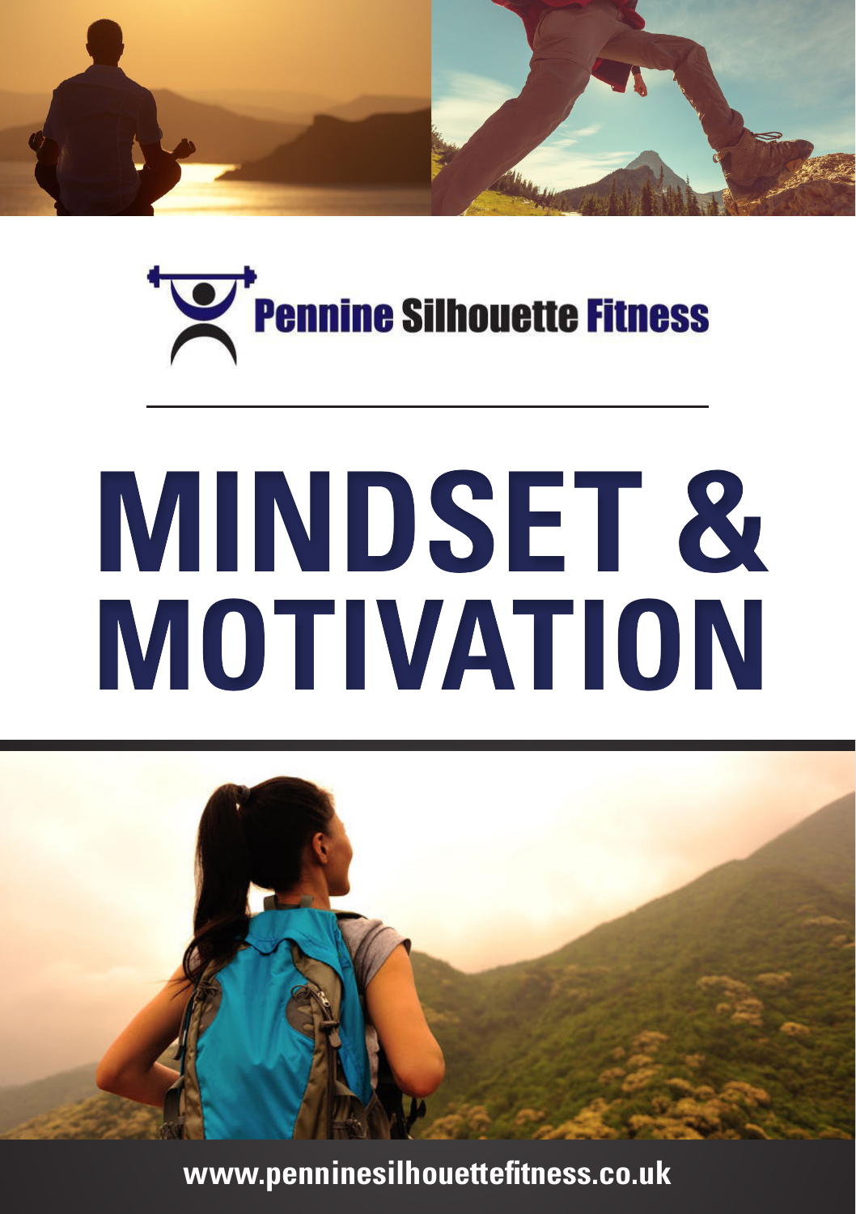Pennine Silhouette Fitness

# MINDSET & MOTIVATION

www.penninesilhouettefitness.co.uk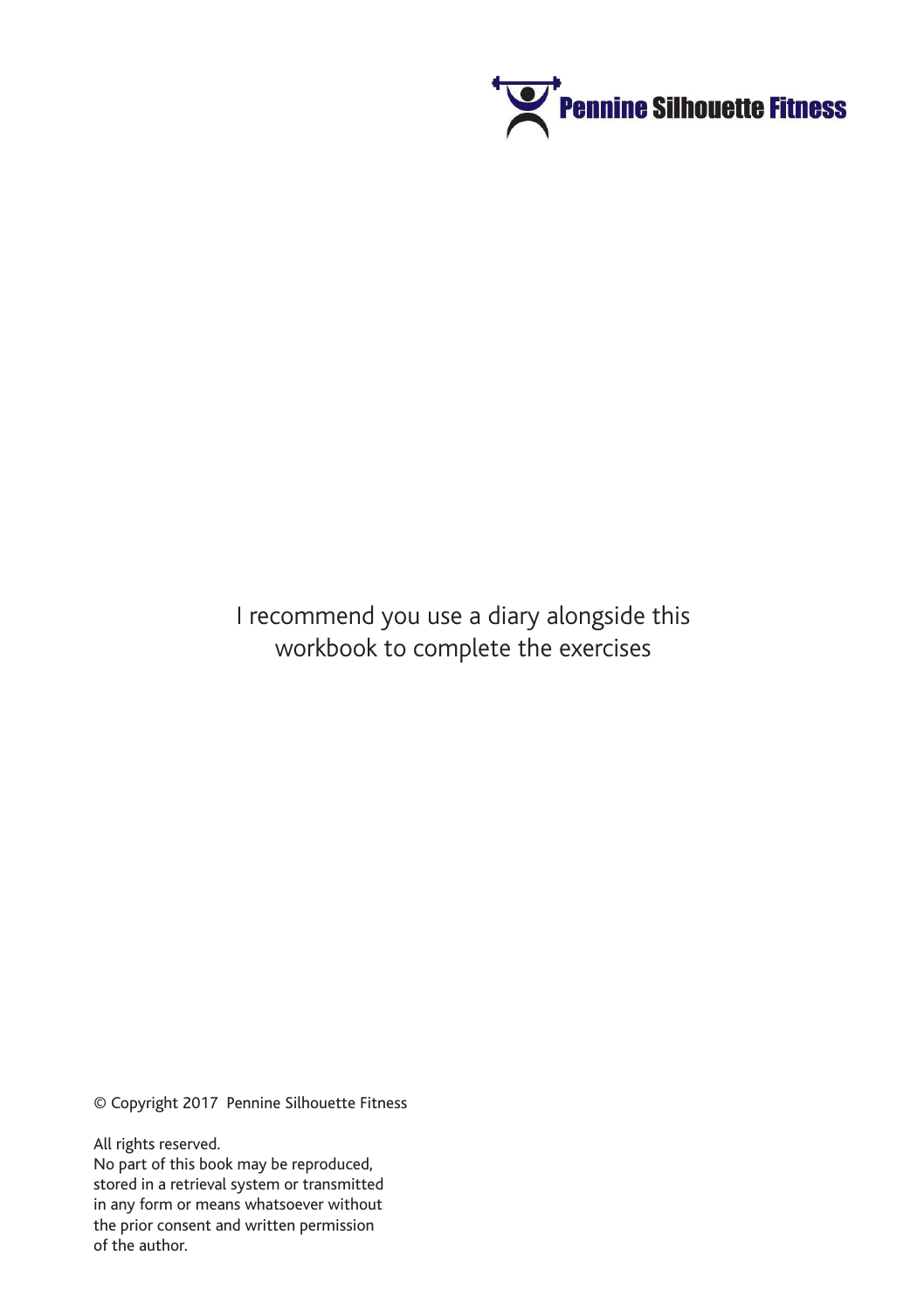Pennine Silhouette Fitness

I recommend you use a diary alongside this workbook to complete the exercises

© Copyright 2017 Pennine Silhouette Fitness

All rights reserved.
No part of this book may be reproduced, stored in a retrieval system or transmitted in any form or means whatsoever without the prior consent and written permission of the author.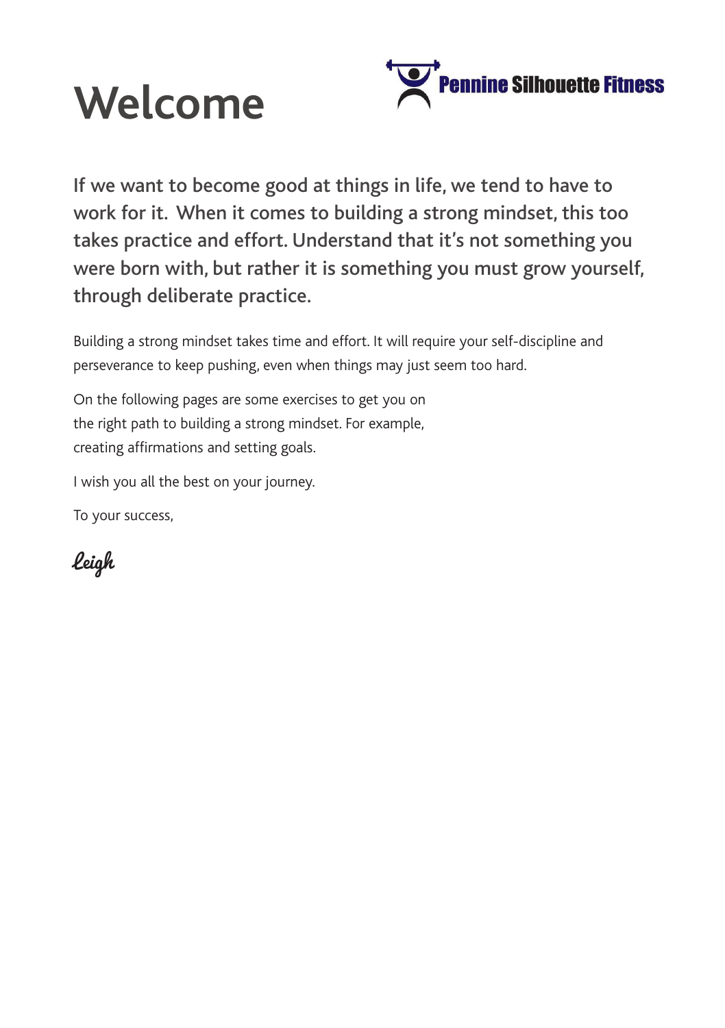# Welcome

Pennine Silhouette Fitness

If we want to become good at things in life, we tend to have to work for it. When it comes to building a strong mindset, this too takes practice and effort. Understand that it's not something you were born with, but rather it is something you must grow yourself, through deliberate practice.

Building a strong mindset takes time and effort. It will require your self-discipline and perseverance to keep pushing, even when things may just seem too hard.

On the following pages are some exercises to get you on the right path to building a strong mindset. For example, creating affirmations and setting goals.

I wish you all the best on your journey.

To your success,

*Leigh*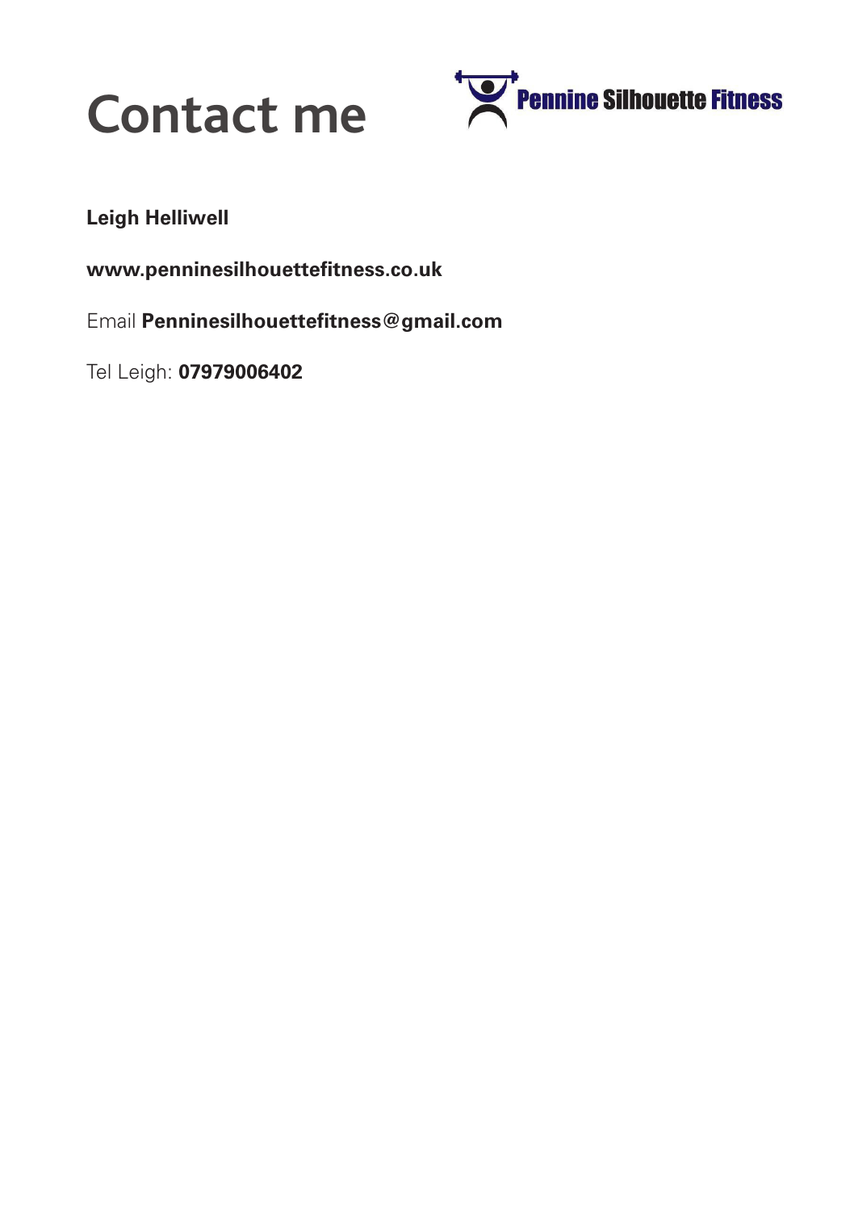# Contact me

Pennine Silhouette Fitness

**Leigh Helliwell**

**www.penninesilhouettefitness.co.uk**

Email **Penninesilhouettefitness@gmail.com**

Tel Leigh: **07979006402**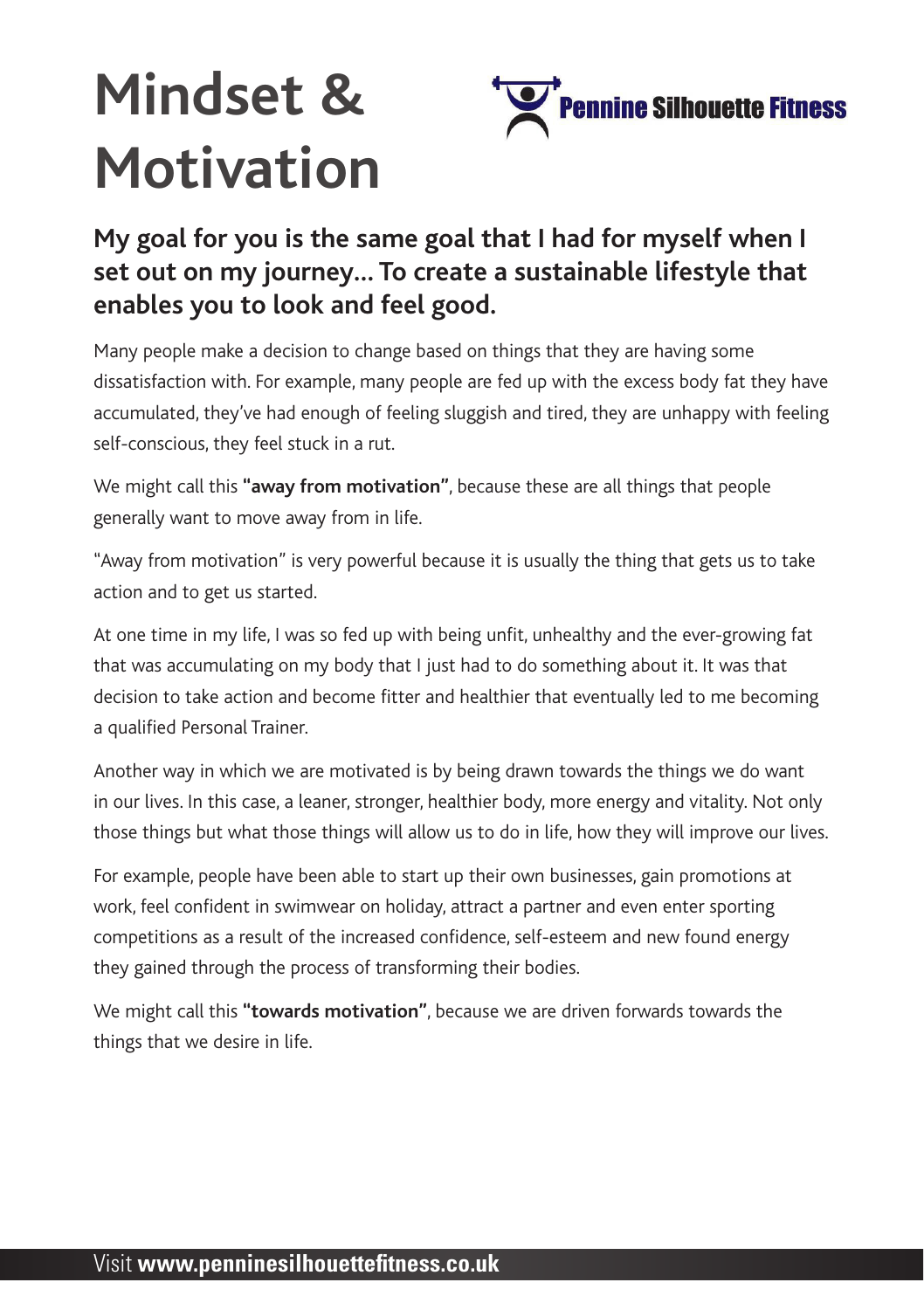# Mindset & Motivation

**My goal for you is the same goal that I had for myself when I set out on my journey... To create a sustainable lifestyle that enables you to look and feel good.**

Many people make a decision to change based on things that they are having some dissatisfaction with. For example, many people are fed up with the excess body fat they have accumulated, they've had enough of feeling sluggish and tired, they are unhappy with feeling self-conscious, they feel stuck in a rut.

We might call this **"away from motivation"**, because these are all things that people generally want to move away from in life.

"Away from motivation" is very powerful because it is usually the thing that gets us to take action and to get us started.

At one time in my life, I was so fed up with being unfit, unhealthy and the ever-growing fat that was accumulating on my body that I just had to do something about it. It was that decision to take action and become fitter and healthier that eventually led to me becoming a qualified Personal Trainer.

Another way in which we are motivated is by being drawn towards the things we do want in our lives. In this case, a leaner, stronger, healthier body, more energy and vitality. Not only those things but what those things will allow us to do in life, how they will improve our lives.

For example, people have been able to start up their own businesses, gain promotions at work, feel confident in swimwear on holiday, attract a partner and even enter sporting competitions as a result of the increased confidence, self-esteem and new found energy they gained through the process of transforming their bodies.

We might call this **"towards motivation"**, because we are driven forwards towards the things that we desire in life.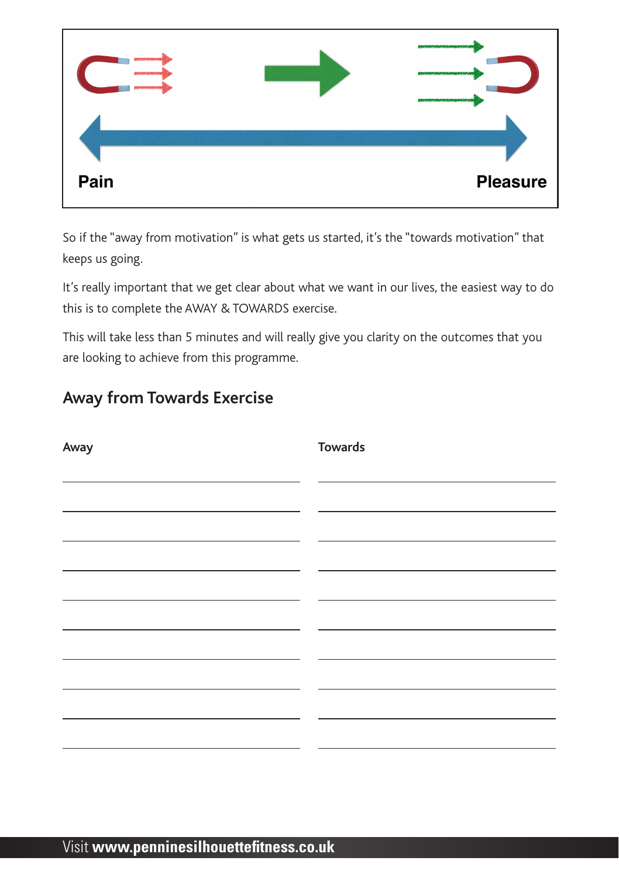Pain

Pleasure

So if the "away from motivation" is what gets us started, it's the "towards motivation" that keeps us going.

It's really important that we get clear about what we want in our lives, the easiest way to do this is to complete the AWAY & TOWARDS exercise.

This will take less than 5 minutes and will really give you clarity on the outcomes that you are looking to achieve from this programme.

## Away from Towards Exercise

| Away | Towards |
| --- | --- |
| | |
| | |
| | |
| | |
| | |
| | |
| | |
| | |
| | |
| | |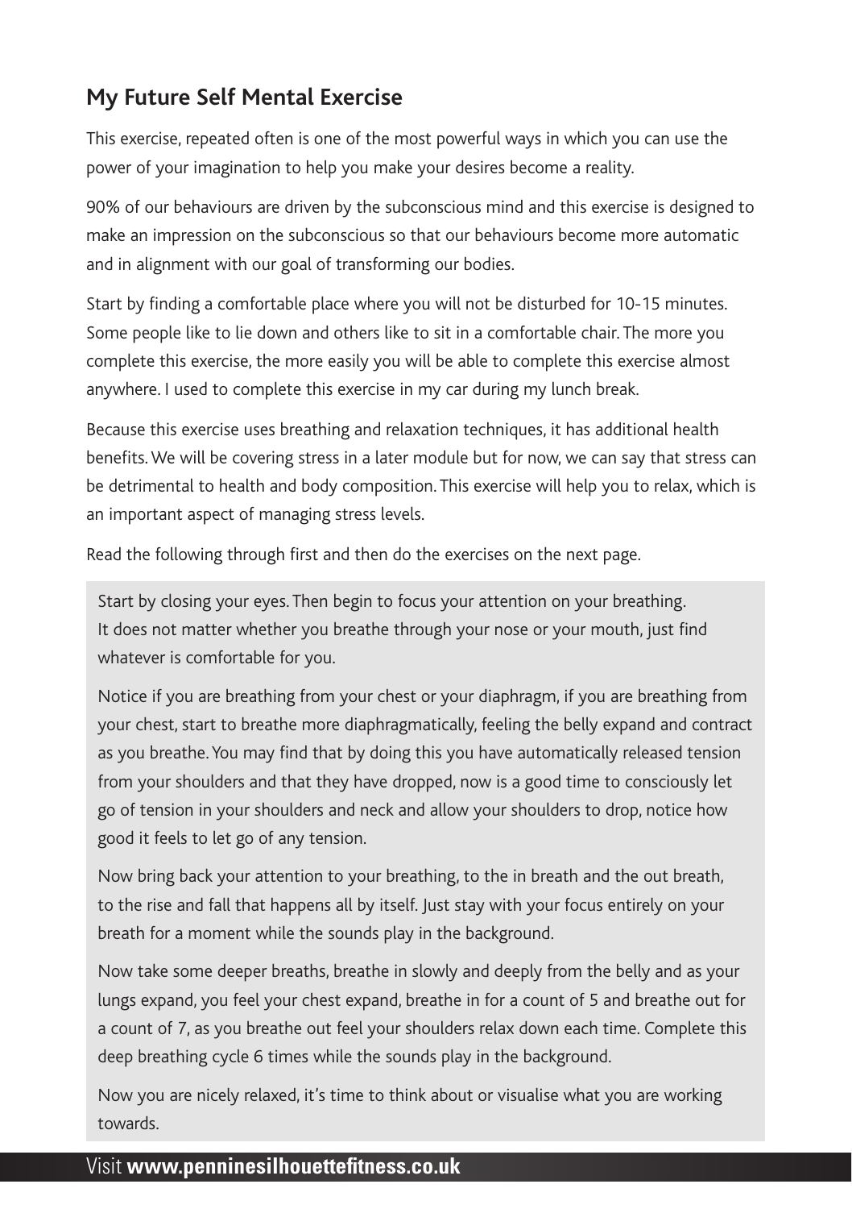## My Future Self Mental Exercise

This exercise, repeated often is one of the most powerful ways in which you can use the power of your imagination to help you make your desires become a reality.

90% of our behaviours are driven by the subconscious mind and this exercise is designed to make an impression on the subconscious so that our behaviours become more automatic and in alignment with our goal of transforming our bodies.

Start by finding a comfortable place where you will not be disturbed for 10-15 minutes. Some people like to lie down and others like to sit in a comfortable chair. The more you complete this exercise, the more easily you will be able to complete this exercise almost anywhere. I used to complete this exercise in my car during my lunch break.

Because this exercise uses breathing and relaxation techniques, it has additional health benefits. We will be covering stress in a later module but for now, we can say that stress can be detrimental to health and body composition. This exercise will help you to relax, which is an important aspect of managing stress levels.

Read the following through first and then do the exercises on the next page.

> Start by closing your eyes. Then begin to focus your attention on your breathing. It does not matter whether you breathe through your nose or your mouth, just find whatever is comfortable for you.
>
> Notice if you are breathing from your chest or your diaphragm, if you are breathing from your chest, start to breathe more diaphragmatically, feeling the belly expand and contract as you breathe. You may find that by doing this you have automatically released tension from your shoulders and that they have dropped, now is a good time to consciously let go of tension in your shoulders and neck and allow your shoulders to drop, notice how good it feels to let go of any tension.
>
> Now bring back your attention to your breathing, to the in breath and the out breath, to the rise and fall that happens all by itself. Just stay with your focus entirely on your breath for a moment while the sounds play in the background.
>
> Now take some deeper breaths, breathe in slowly and deeply from the belly and as your lungs expand, you feel your chest expand, breathe in for a count of 5 and breathe out for a count of 7, as you breathe out feel your shoulders relax down each time. Complete this deep breathing cycle 6 times while the sounds play in the background.
>
> Now you are nicely relaxed, it's time to think about or visualise what you are working towards.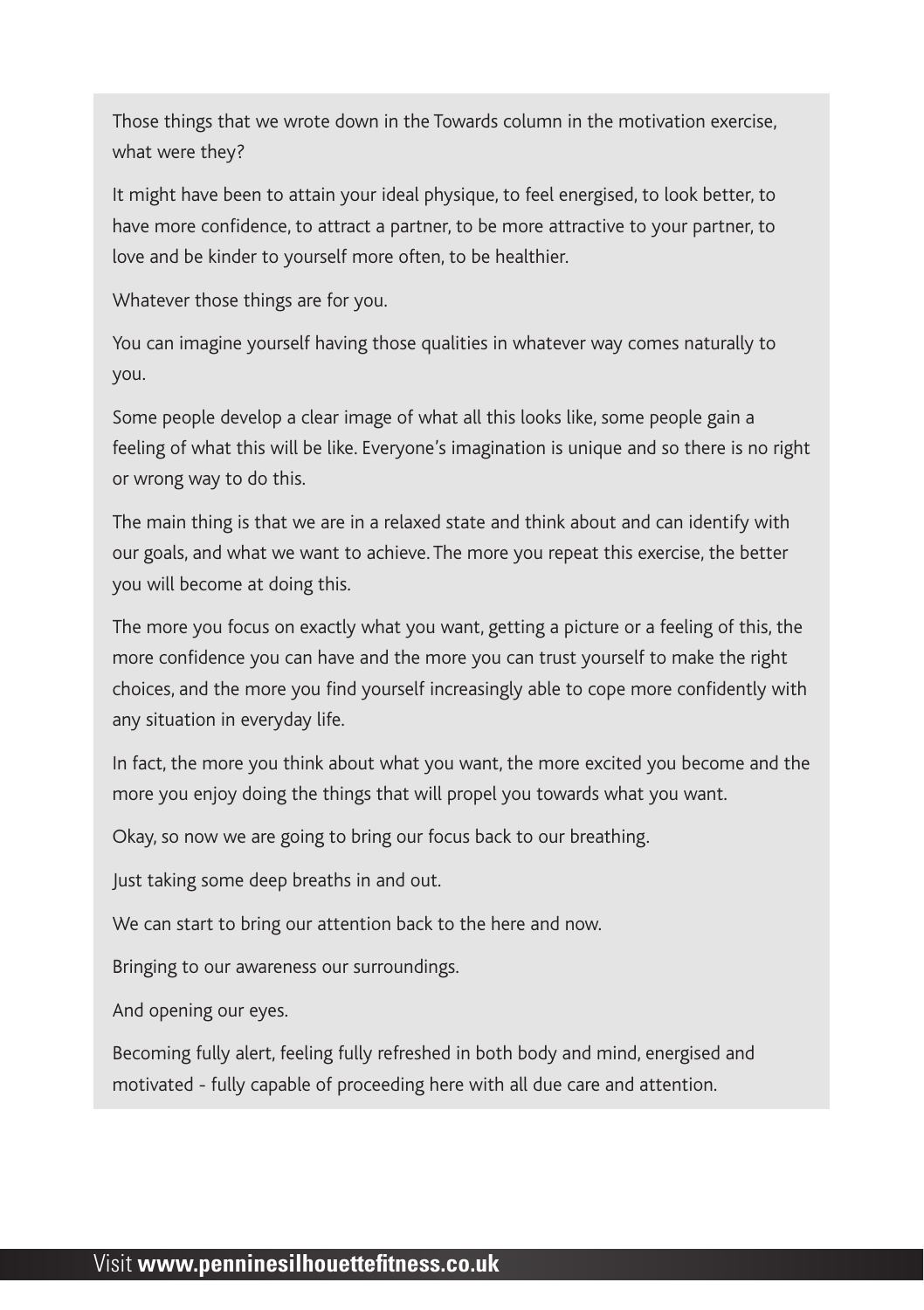Those things that we wrote down in the Towards column in the motivation exercise, what were they?

It might have been to attain your ideal physique, to feel energised, to look better, to have more confidence, to attract a partner, to be more attractive to your partner, to love and be kinder to yourself more often, to be healthier.

Whatever those things are for you.

You can imagine yourself having those qualities in whatever way comes naturally to you.

Some people develop a clear image of what all this looks like, some people gain a feeling of what this will be like. Everyone's imagination is unique and so there is no right or wrong way to do this.

The main thing is that we are in a relaxed state and think about and can identify with our goals, and what we want to achieve. The more you repeat this exercise, the better you will become at doing this.

The more you focus on exactly what you want, getting a picture or a feeling of this, the more confidence you can have and the more you can trust yourself to make the right choices, and the more you find yourself increasingly able to cope more confidently with any situation in everyday life.

In fact, the more you think about what you want, the more excited you become and the more you enjoy doing the things that will propel you towards what you want.

Okay, so now we are going to bring our focus back to our breathing.

Just taking some deep breaths in and out.

We can start to bring our attention back to the here and now.

Bringing to our awareness our surroundings.

And opening our eyes.

Becoming fully alert, feeling fully refreshed in both body and mind, energised and motivated - fully capable of proceeding here with all due care and attention.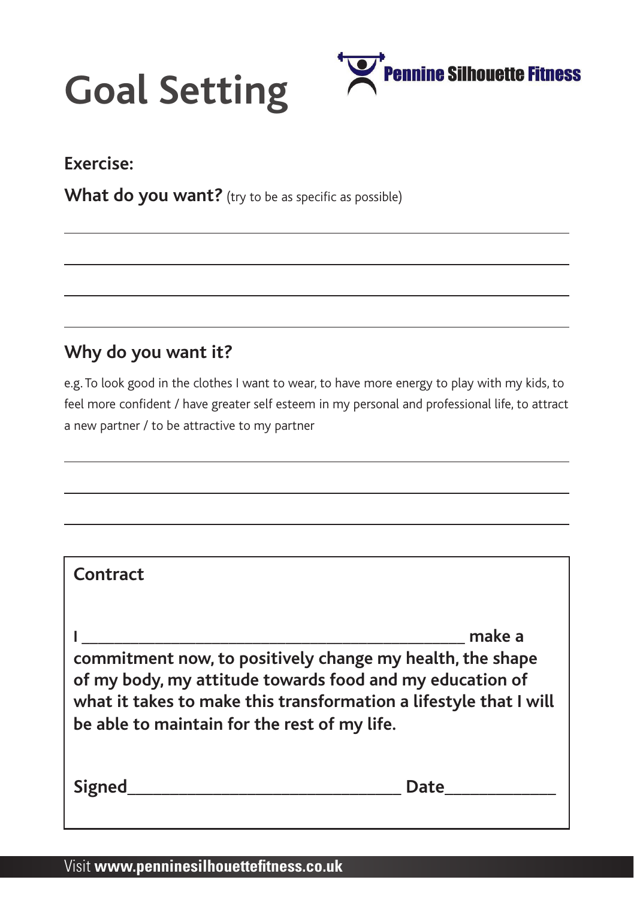# Goal Setting

Pennine Silhouette Fitness

**Exercise:**

**What do you want?** (try to be as specific as possible)

______________________________________________________________________

______________________________________________________________________

______________________________________________________________________

______________________________________________________________________

## Why do you want it?

e.g. To look good in the clothes I want to wear, to have more energy to play with my kids, to feel more confident / have greater self esteem in my personal and professional life, to attract a new partner / to be attractive to my partner

______________________________________________________________________

______________________________________________________________________

______________________________________________________________________

### Contract

**I ____________________________________________ make a commitment now, to positively change my health, the shape of my body, my attitude towards food and my education of what it takes to make this transformation a lifestyle that I will be able to maintain for the rest of my life.**

**Signed_______________________________ Date____________**

Visit **www.penninesilhouettefitness.co.uk**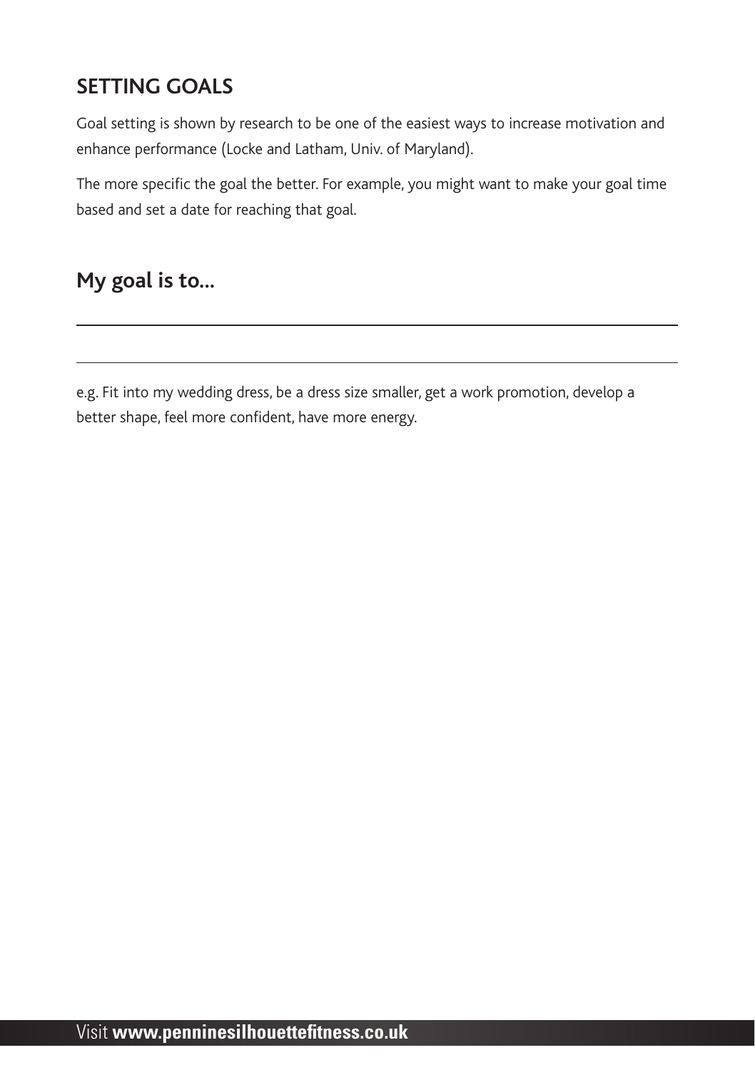## SETTING GOALS

Goal setting is shown by research to be one of the easiest ways to increase motivation and enhance performance (Locke and Latham, Univ. of Maryland).

The more specific the goal the better. For example, you might want to make your goal time based and set a date for reaching that goal.

## My goal is to...

\_\_\_\_\_\_\_\_\_\_\_\_\_\_\_\_\_\_\_\_\_\_\_\_\_\_\_\_\_\_\_\_\_\_\_\_\_\_\_\_\_\_\_\_\_\_\_\_\_\_\_\_\_\_\_\_\_\_\_\_

\_\_\_\_\_\_\_\_\_\_\_\_\_\_\_\_\_\_\_\_\_\_\_\_\_\_\_\_\_\_\_\_\_\_\_\_\_\_\_\_\_\_\_\_\_\_\_\_\_\_\_\_\_\_\_\_\_\_\_\_

e.g. Fit into my wedding dress, be a dress size smaller, get a work promotion, develop a better shape, feel more confident, have more energy.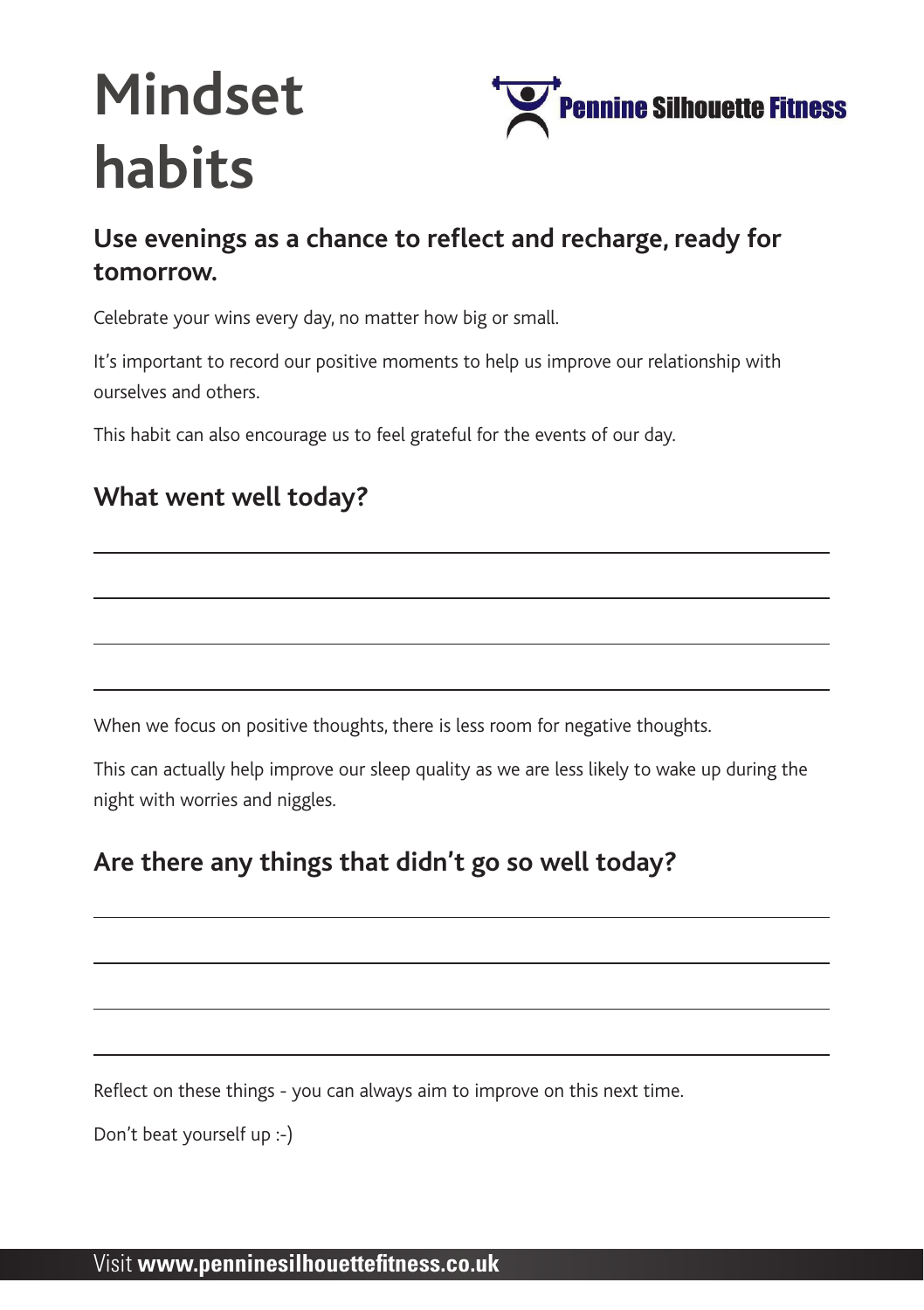# Mindset habits

Pennine Silhouette Fitness

## Use evenings as a chance to reflect and recharge, ready for tomorrow.

Celebrate your wins every day, no matter how big or small.

It's important to record our positive moments to help us improve our relationship with ourselves and others.

This habit can also encourage us to feel grateful for the events of our day.

## What went well today?

\_\_\_\_\_\_\_\_\_\_\_\_\_\_\_\_\_\_\_\_\_\_\_\_\_\_\_\_\_\_\_\_\_\_\_\_\_\_\_\_

\_\_\_\_\_\_\_\_\_\_\_\_\_\_\_\_\_\_\_\_\_\_\_\_\_\_\_\_\_\_\_\_\_\_\_\_\_\_\_\_

\_\_\_\_\_\_\_\_\_\_\_\_\_\_\_\_\_\_\_\_\_\_\_\_\_\_\_\_\_\_\_\_\_\_\_\_\_\_\_\_

\_\_\_\_\_\_\_\_\_\_\_\_\_\_\_\_\_\_\_\_\_\_\_\_\_\_\_\_\_\_\_\_\_\_\_\_\_\_\_\_

When we focus on positive thoughts, there is less room for negative thoughts.

This can actually help improve our sleep quality as we are less likely to wake up during the night with worries and niggles.

## Are there any things that didn't go so well today?

\_\_\_\_\_\_\_\_\_\_\_\_\_\_\_\_\_\_\_\_\_\_\_\_\_\_\_\_\_\_\_\_\_\_\_\_\_\_\_\_

\_\_\_\_\_\_\_\_\_\_\_\_\_\_\_\_\_\_\_\_\_\_\_\_\_\_\_\_\_\_\_\_\_\_\_\_\_\_\_\_

\_\_\_\_\_\_\_\_\_\_\_\_\_\_\_\_\_\_\_\_\_\_\_\_\_\_\_\_\_\_\_\_\_\_\_\_\_\_\_\_

\_\_\_\_\_\_\_\_\_\_\_\_\_\_\_\_\_\_\_\_\_\_\_\_\_\_\_\_\_\_\_\_\_\_\_\_\_\_\_\_

Reflect on these things - you can always aim to improve on this next time.

Don't beat yourself up :-)

Visit **www.penninesilhouettefitness.co.uk**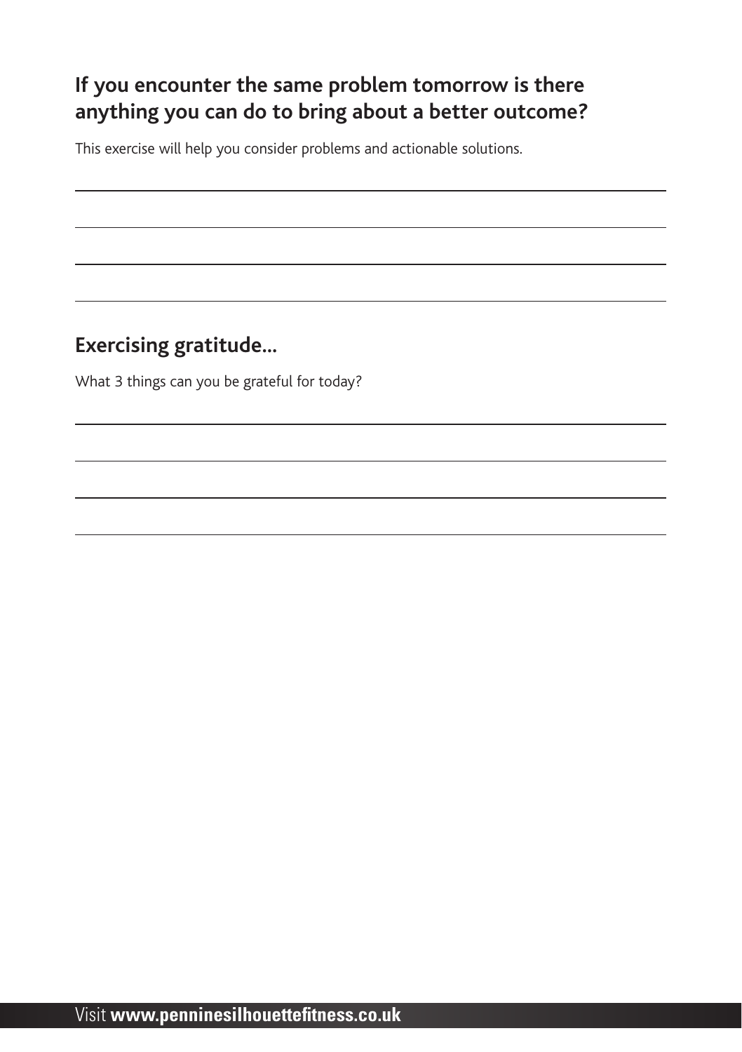## If you encounter the same problem tomorrow is there anything you can do to bring about a better outcome?

This exercise will help you consider problems and actionable solutions.

## Exercising gratitude...

What 3 things can you be grateful for today?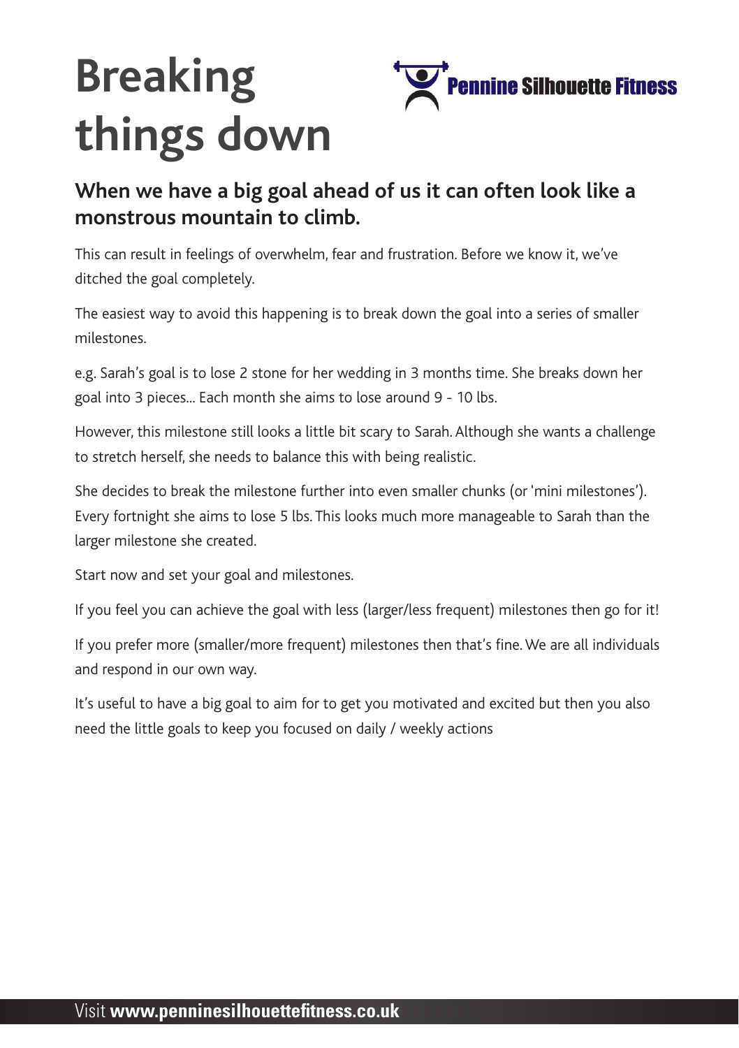# Breaking things down

## When we have a big goal ahead of us it can often look like a monstrous mountain to climb.

This can result in feelings of overwhelm, fear and frustration. Before we know it, we've ditched the goal completely.

The easiest way to avoid this happening is to break down the goal into a series of smaller milestones.

e.g. Sarah's goal is to lose 2 stone for her wedding in 3 months time. She breaks down her goal into 3 pieces... Each month she aims to lose around 9 - 10 lbs.

However, this milestone still looks a little bit scary to Sarah. Although she wants a challenge to stretch herself, she needs to balance this with being realistic.

She decides to break the milestone further into even smaller chunks (or 'mini milestones'). Every fortnight she aims to lose 5 lbs. This looks much more manageable to Sarah than the larger milestone she created.

Start now and set your goal and milestones.

If you feel you can achieve the goal with less (larger/less frequent) milestones then go for it!

If you prefer more (smaller/more frequent) milestones then that's fine. We are all individuals and respond in our own way.

It's useful to have a big goal to aim for to get you motivated and excited but then you also need the little goals to keep you focused on daily / weekly actions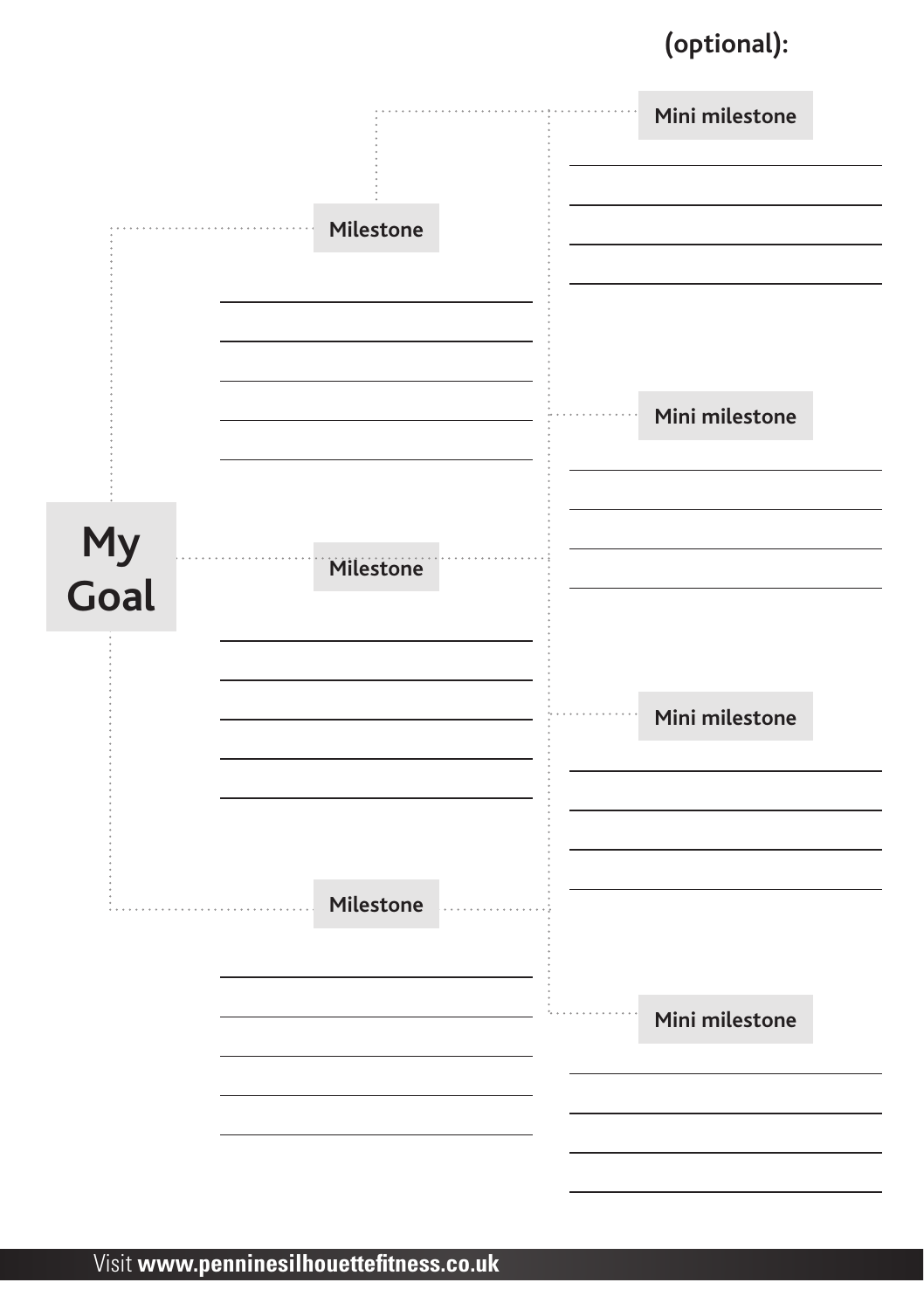(optional):

**My Goal**

**Milestone**

**Milestone**

**Milestone**

**Mini milestone**

**Mini milestone**

**Mini milestone**

**Mini milestone**

Visit **www.penninesilhouettefitness.co.uk**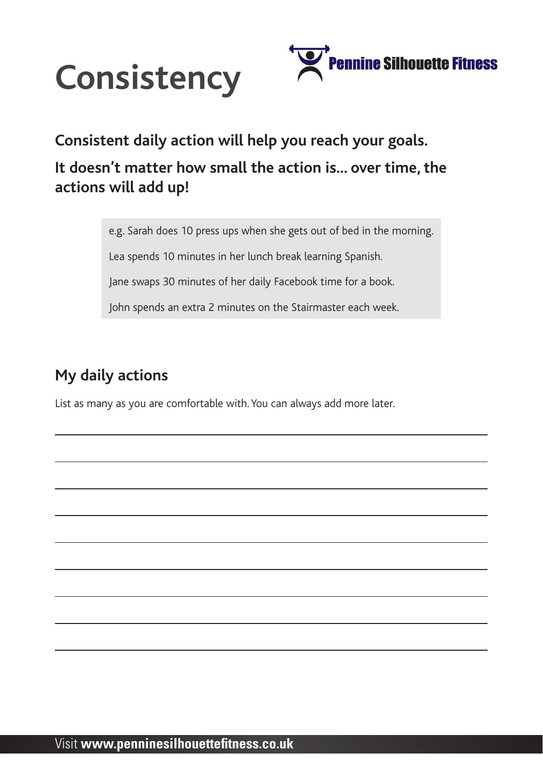# Consistency

**Consistent daily action will help you reach your goals.**

**It doesn't matter how small the action is... over time, the actions will add up!**

> e.g. Sarah does 10 press ups when she gets out of bed in the morning.
>
> Lea spends 10 minutes in her lunch break learning Spanish.
>
> Jane swaps 30 minutes of her daily Facebook time for a book.
>
> John spends an extra 2 minutes on the Stairmaster each week.

## My daily actions

List as many as you are comfortable with. You can always add more later.

\_\_\_\_\_\_\_\_\_\_\_\_\_\_\_\_\_\_\_\_\_\_\_\_\_\_\_\_\_\_\_\_\_\_\_\_\_\_\_\_\_\_\_\_\_\_\_\_\_\_\_\_

\_\_\_\_\_\_\_\_\_\_\_\_\_\_\_\_\_\_\_\_\_\_\_\_\_\_\_\_\_\_\_\_\_\_\_\_\_\_\_\_\_\_\_\_\_\_\_\_\_\_\_\_

\_\_\_\_\_\_\_\_\_\_\_\_\_\_\_\_\_\_\_\_\_\_\_\_\_\_\_\_\_\_\_\_\_\_\_\_\_\_\_\_\_\_\_\_\_\_\_\_\_\_\_\_

\_\_\_\_\_\_\_\_\_\_\_\_\_\_\_\_\_\_\_\_\_\_\_\_\_\_\_\_\_\_\_\_\_\_\_\_\_\_\_\_\_\_\_\_\_\_\_\_\_\_\_\_

\_\_\_\_\_\_\_\_\_\_\_\_\_\_\_\_\_\_\_\_\_\_\_\_\_\_\_\_\_\_\_\_\_\_\_\_\_\_\_\_\_\_\_\_\_\_\_\_\_\_\_\_

\_\_\_\_\_\_\_\_\_\_\_\_\_\_\_\_\_\_\_\_\_\_\_\_\_\_\_\_\_\_\_\_\_\_\_\_\_\_\_\_\_\_\_\_\_\_\_\_\_\_\_\_

\_\_\_\_\_\_\_\_\_\_\_\_\_\_\_\_\_\_\_\_\_\_\_\_\_\_\_\_\_\_\_\_\_\_\_\_\_\_\_\_\_\_\_\_\_\_\_\_\_\_\_\_

\_\_\_\_\_\_\_\_\_\_\_\_\_\_\_\_\_\_\_\_\_\_\_\_\_\_\_\_\_\_\_\_\_\_\_\_\_\_\_\_\_\_\_\_\_\_\_\_\_\_\_\_

\_\_\_\_\_\_\_\_\_\_\_\_\_\_\_\_\_\_\_\_\_\_\_\_\_\_\_\_\_\_\_\_\_\_\_\_\_\_\_\_\_\_\_\_\_\_\_\_\_\_\_\_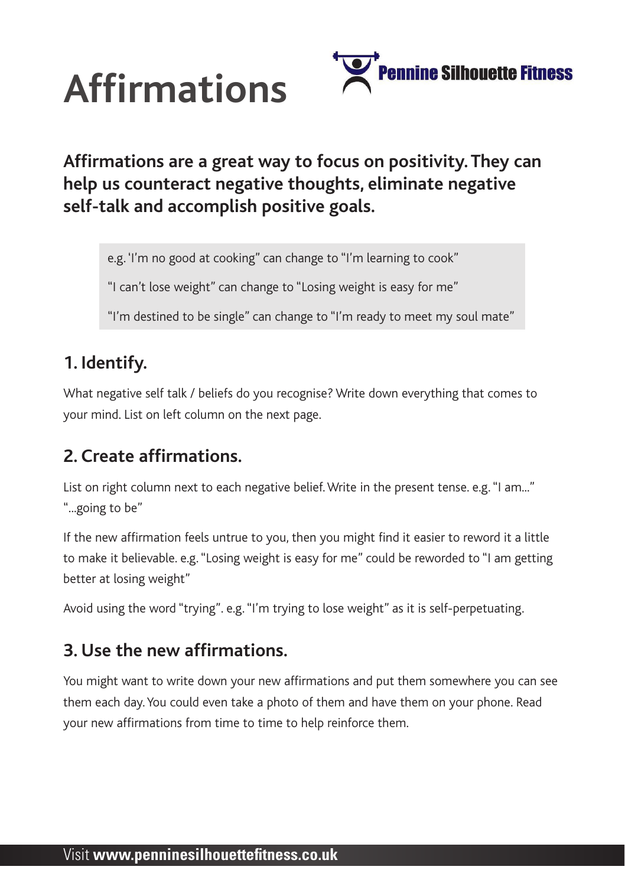# Affirmations

**Pennine Silhouette Fitness**

**Affirmations are a great way to focus on positivity. They can help us counteract negative thoughts, eliminate negative self-talk and accomplish positive goals.**

> e.g. 'I'm no good at cooking" can change to "I'm learning to cook"
>
> "I can't lose weight" can change to "Losing weight is easy for me"
>
> "I'm destined to be single" can change to "I'm ready to meet my soul mate"

## 1. Identify.

What negative self talk / beliefs do you recognise? Write down everything that comes to your mind. List on left column on the next page.

## 2. Create affirmations.

List on right column next to each negative belief. Write in the present tense. e.g. "I am..." "...going to be"

If the new affirmation feels untrue to you, then you might find it easier to reword it a little to make it believable. e.g. "Losing weight is easy for me" could be reworded to "I am getting better at losing weight"

Avoid using the word "trying". e.g. "I'm trying to lose weight" as it is self-perpetuating.

## 3. Use the new affirmations.

You might want to write down your new affirmations and put them somewhere you can see them each day. You could even take a photo of them and have them on your phone. Read your new affirmations from time to time to help reinforce them.

Visit **www.penninesilhouettefitness.co.uk**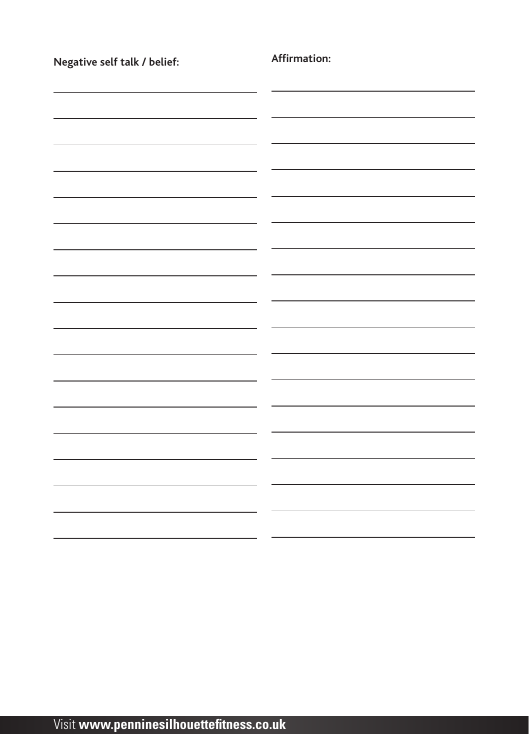**Negative self talk / belief:**

**Affirmation:**